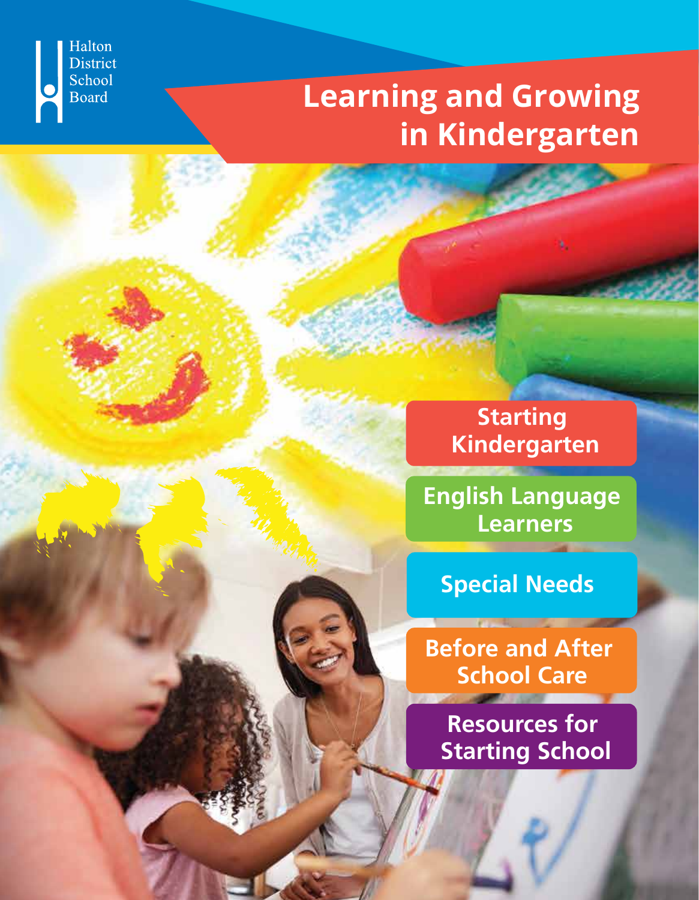Halton District School Board

# Learning and Growing in Kindergarten

- Starting Kindergarten
- English Language Learners
- Special Needs
- Before and After School Care
- Resources for Starting School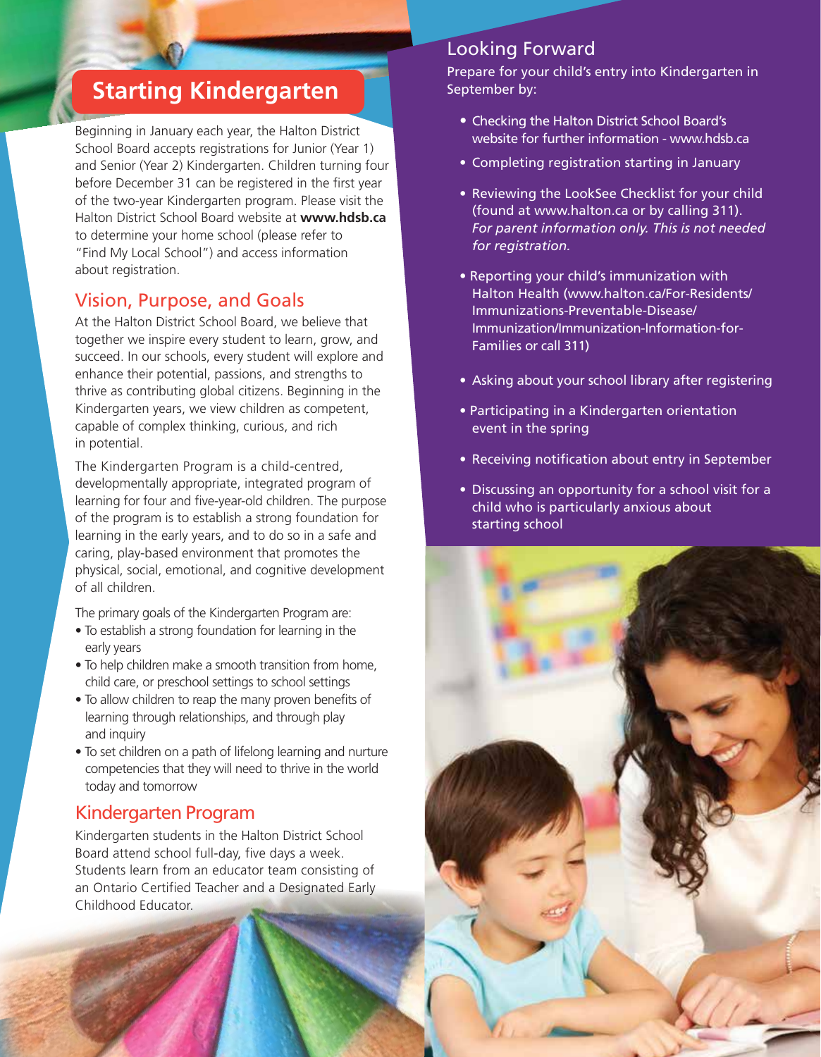# Starting Kindergarten

Beginning in January each year, the Halton District School Board accepts registrations for Junior (Year 1) and Senior (Year 2) Kindergarten. Children turning four before December 31 can be registered in the first year of the two-year Kindergarten program. Please visit the Halton District School Board website at **www.hdsb.ca** to determine your home school (please refer to "Find My Local School") and access information about registration.

## Vision, Purpose, and Goals

At the Halton District School Board, we believe that together we inspire every student to learn, grow, and succeed. In our schools, every student will explore and enhance their potential, passions, and strengths to thrive as contributing global citizens. Beginning in the Kindergarten years, we view children as competent, capable of complex thinking, curious, and rich in potential.

The Kindergarten Program is a child-centred, developmentally appropriate, integrated program of learning for four and five-year-old children. The purpose of the program is to establish a strong foundation for learning in the early years, and to do so in a safe and caring, play-based environment that promotes the physical, social, emotional, and cognitive development of all children.

The primary goals of the Kindergarten Program are:

- To establish a strong foundation for learning in the early years
- To help children make a smooth transition from home, child care, or preschool settings to school settings
- To allow children to reap the many proven benefits of learning through relationships, and through play and inquiry
- To set children on a path of lifelong learning and nurture competencies that they will need to thrive in the world today and tomorrow

## Kindergarten Program

Kindergarten students in the Halton District School Board attend school full-day, five days a week. Students learn from an educator team consisting of an Ontario Certified Teacher and a Designated Early Childhood Educator.

## Looking Forward

Prepare for your child's entry into Kindergarten in September by:

- Checking the Halton District School Board's website for further information - www.hdsb.ca
- Completing registration starting in January
- Reviewing the LookSee Checklist for your child (found at www.halton.ca or by calling 311). *For parent information only. This is not needed for registration.*
- Reporting your child's immunization with Halton Health (www.halton.ca/For-Residents/Immunizations-Preventable-Disease/Immunization/Immunization-Information-for-Families or call 311)
- Asking about your school library after registering
- Participating in a Kindergarten orientation event in the spring
- Receiving notification about entry in September
- Discussing an opportunity for a school visit for a child who is particularly anxious about starting school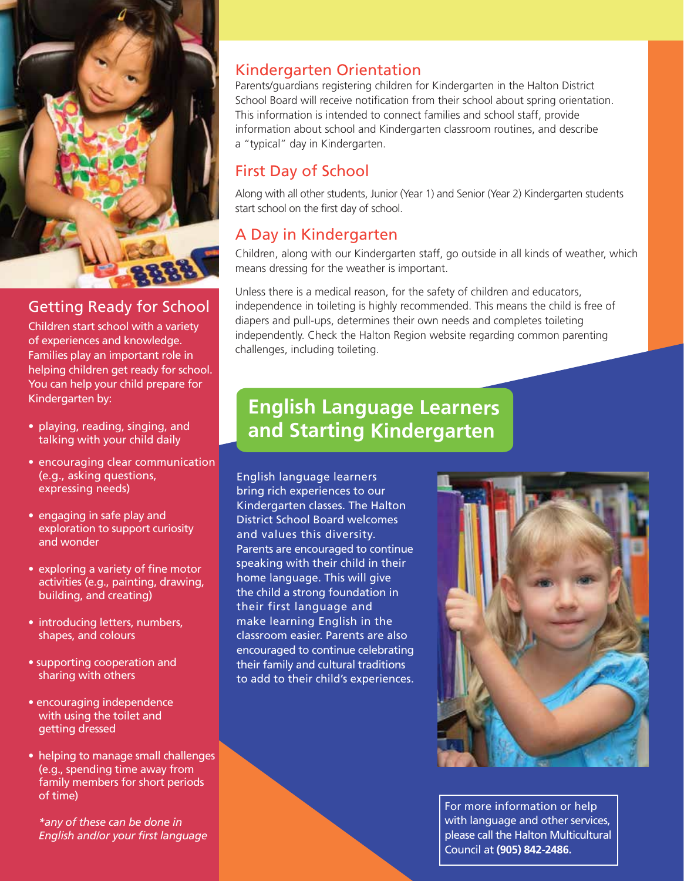## Getting Ready for School

Children start school with a variety of experiences and knowledge. Families play an important role in helping children get ready for school. You can help your child prepare for Kindergarten by:

- playing, reading, singing, and talking with your child daily
- encouraging clear communication (e.g., asking questions, expressing needs)
- engaging in safe play and exploration to support curiosity and wonder
- exploring a variety of fine motor activities (e.g., painting, drawing, building, and creating)
- introducing letters, numbers, shapes, and colours
- supporting cooperation and sharing with others
- encouraging independence with using the toilet and getting dressed
- helping to manage small challenges (e.g., spending time away from family members for short periods of time)

*\*any of these can be done in English and/or your first language*

## Kindergarten Orientation

Parents/guardians registering children for Kindergarten in the Halton District School Board will receive notification from their school about spring orientation. This information is intended to connect families and school staff, provide information about school and Kindergarten classroom routines, and describe a "typical" day in Kindergarten.

## First Day of School

Along with all other students, Junior (Year 1) and Senior (Year 2) Kindergarten students start school on the first day of school.

## A Day in Kindergarten

Children, along with our Kindergarten staff, go outside in all kinds of weather, which means dressing for the weather is important.

Unless there is a medical reason, for the safety of children and educators, independence in toileting is highly recommended. This means the child is free of diapers and pull-ups, determines their own needs and completes toileting independently. Check the Halton Region website regarding common parenting challenges, including toileting.

## English Language Learners and Starting Kindergarten

English language learners bring rich experiences to our Kindergarten classes. The Halton District School Board welcomes and values this diversity. Parents are encouraged to continue speaking with their child in their home language. This will give the child a strong foundation in their first language and make learning English in the classroom easier. Parents are also encouraged to continue celebrating their family and cultural traditions to add to their child's experiences.

For more information or help with language and other services, please call the Halton Multicultural Council at **(905) 842-2486.**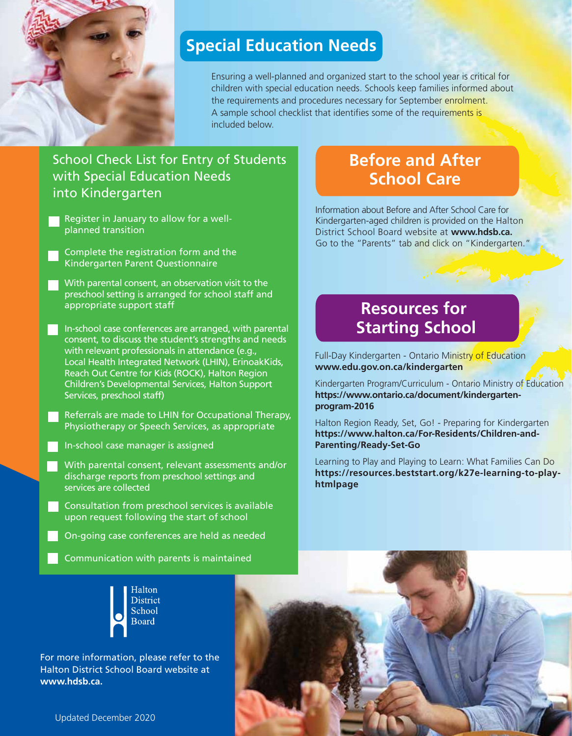## Special Education Needs

Ensuring a well-planned and organized start to the school year is critical for children with special education needs. Schools keep families informed about the requirements and procedures necessary for September enrolment. A sample school checklist that identifies some of the requirements is included below.

### School Check List for Entry of Students with Special Education Needs into Kindergarten

- Register in January to allow for a well-planned transition
- Complete the registration form and the Kindergarten Parent Questionnaire
- With parental consent, an observation visit to the preschool setting is arranged for school staff and appropriate support staff
- In-school case conferences are arranged, with parental consent, to discuss the student's strengths and needs with relevant professionals in attendance (e.g., Local Health Integrated Network (LHIN), ErinoakKids, Reach Out Centre for Kids (ROCK), Halton Region Children's Developmental Services, Halton Support Services, preschool staff)
- Referrals are made to LHIN for Occupational Therapy, Physiotherapy or Speech Services, as appropriate
- In-school case manager is assigned
- With parental consent, relevant assessments and/or discharge reports from preschool settings and services are collected
- Consultation from preschool services is available upon request following the start of school
- On-going case conferences are held as needed
- Communication with parents is maintained

## Before and After School Care

Information about Before and After School Care for Kindergarten-aged children is provided on the Halton District School Board website at **www.hdsb.ca.** Go to the "Parents" tab and click on "Kindergarten."

## Resources for Starting School

Full-Day Kindergarten - Ontario Ministry of Education
**www.edu.gov.on.ca/kindergarten**

Kindergarten Program/Curriculum - Ontario Ministry of Education
**https://www.ontario.ca/document/kindergarten-program-2016**

Halton Region Ready, Set, Go! - Preparing for Kindergarten
**https://www.halton.ca/For-Residents/Children-and-Parenting/Ready-Set-Go**

Learning to Play and Playing to Learn: What Families Can Do
**https://resources.beststart.org/k27e-learning-to-play-htmlpage**

Halton District School Board

For more information, please refer to the Halton District School Board website at **www.hdsb.ca.**

Updated December 2020